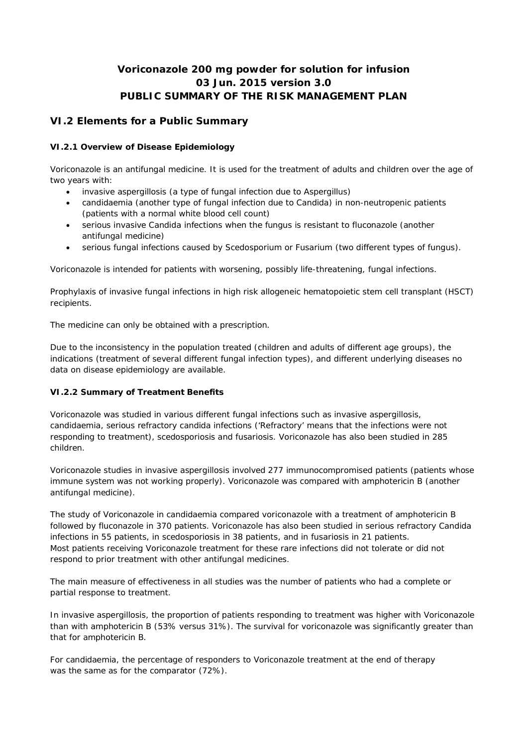# Voriconazole 200 mg powder for solution for infusion
# 03 Jun. 2015 version 3.0
# PUBLIC SUMMARY OF THE RISK MANAGEMENT PLAN

## VI.2 Elements for a Public Summary

### VI.2.1 Overview of Disease Epidemiology

Voriconazole is an antifungal medicine. It is used for the treatment of adults and children over the age of two years with:

- invasive aspergillosis (a type of fungal infection due to Aspergillus)
- candidaemia (another type of fungal infection due to Candida) in non-neutropenic patients (patients with a normal white blood cell count)
- serious invasive Candida infections when the fungus is resistant to fluconazole (another antifungal medicine)
- serious fungal infections caused by Scedosporium or Fusarium (two different types of fungus).

Voriconazole is intended for patients with worsening, possibly life-threatening, fungal infections.

Prophylaxis of invasive fungal infections in high risk allogeneic hematopoietic stem cell transplant (HSCT) recipients.

The medicine can only be obtained with a prescription.

Due to the inconsistency in the population treated (children and adults of different age groups), the indications (treatment of several different fungal infection types), and different underlying diseases no data on disease epidemiology are available.

### VI.2.2 Summary of Treatment Benefits

Voriconazole was studied in various different fungal infections such as invasive aspergillosis, candidaemia, serious refractory candida infections ('Refractory' means that the infections were not responding to treatment), scedosporiosis and fusariosis. Voriconazole has also been studied in 285 children.

Voriconazole studies in invasive aspergillosis involved 277 immunocompromised patients (patients whose immune system was not working properly). Voriconazole was compared with amphotericin B (another antifungal medicine).

The study of Voriconazole in candidaemia compared voriconazole with a treatment of amphotericin B followed by fluconazole in 370 patients. Voriconazole has also been studied in serious refractory Candida infections in 55 patients, in scedosporiosis in 38 patients, and in fusariosis in 21 patients.
Most patients receiving Voriconazole treatment for these rare infections did not tolerate or did not respond to prior treatment with other antifungal medicines.

The main measure of effectiveness in all studies was the number of patients who had a complete or partial response to treatment.

In invasive aspergillosis, the proportion of patients responding to treatment was higher with Voriconazole than with amphotericin B (53% versus 31%). The survival for voriconazole was significantly greater than that for amphotericin B.

For candidaemia, the percentage of responders to Voriconazole treatment at the end of therapy was the same as for the comparator (72%).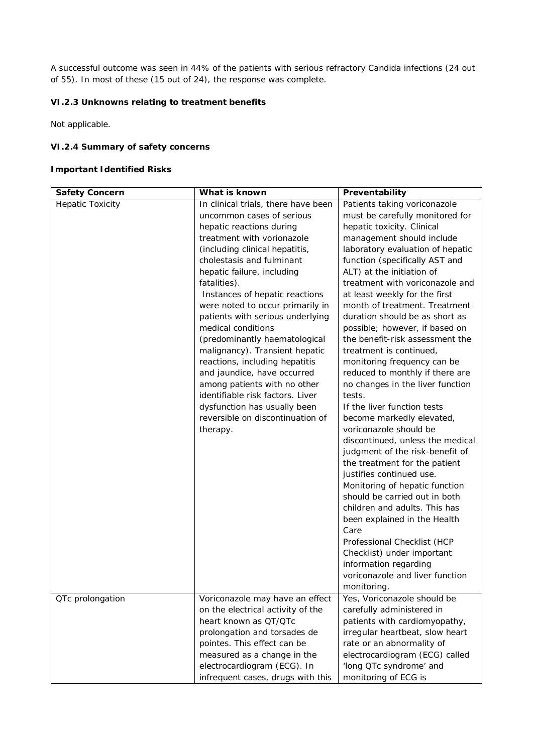A successful outcome was seen in 44% of the patients with serious refractory Candida infections (24 out of 55). In most of these (15 out of 24), the response was complete.

### VI.2.3 Unknowns relating to treatment benefits

Not applicable.

### VI.2.4 Summary of safety concerns

**Important Identified Risks**

| Safety Concern | What is known | Preventability |
|---|---|---|
| Hepatic Toxicity | In clinical trials, there have been uncommon cases of serious hepatic reactions during treatment with vorionazole (including clinical hepatitis, cholestasis and fulminant hepatic failure, including fatalities). Instances of hepatic reactions were noted to occur primarily in patients with serious underlying medical conditions (predominantly haematological malignancy). Transient hepatic reactions, including hepatitis and jaundice, have occurred among patients with no other identifiable risk factors. Liver dysfunction has usually been reversible on discontinuation of therapy. | Patients taking voriconazole must be carefully monitored for hepatic toxicity. Clinical management should include laboratory evaluation of hepatic function (specifically AST and ALT) at the initiation of treatment with voriconazole and at least weekly for the first month of treatment. Treatment duration should be as short as possible; however, if based on the benefit-risk assessment the treatment is continued, monitoring frequency can be reduced to monthly if there are no changes in the liver function tests. If the liver function tests become markedly elevated, voriconazole should be discontinued, unless the medical judgment of the risk-benefit of the treatment for the patient justifies continued use. Monitoring of hepatic function should be carried out in both children and adults. This has been explained in the Health Care Professional Checklist (HCP Checklist) under important information regarding voriconazole and liver function monitoring. |
| QTc prolongation | Voriconazole may have an effect on the electrical activity of the heart known as QT/QTc prolongation and torsades de pointes. This effect can be measured as a change in the electrocardiogram (ECG). In infrequent cases, drugs with this | Yes, Voriconazole should be carefully administered in patients with cardiomyopathy, irregular heartbeat, slow heart rate or an abnormality of electrocardiogram (ECG) called 'long QTc syndrome' and monitoring of ECG is |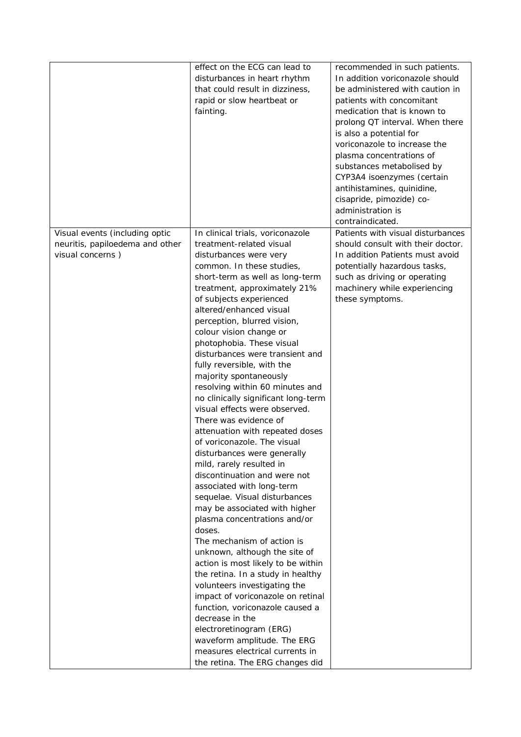| | | |
|---|---|---|
| | effect on the ECG can lead to disturbances in heart rhythm that could result in dizziness, rapid or slow heartbeat or fainting. | recommended in such patients. In addition voriconazole should be administered with caution in patients with concomitant medication that is known to prolong QT interval. When there is also a potential for voriconazole to increase the plasma concentrations of substances metabolised by CYP3A4 isoenzymes (certain antihistamines, quinidine, cisapride, pimozide) co-administration is contraindicated. |
| Visual events (including optic neuritis, papiloedema and other visual concerns ) | In clinical trials, voriconazole treatment-related visual disturbances were very common. In these studies, short-term as well as long-term treatment, approximately 21% of subjects experienced altered/enhanced visual perception, blurred vision, colour vision change or photophobia. These visual disturbances were transient and fully reversible, with the majority spontaneously resolving within 60 minutes and no clinically significant long-term visual effects were observed. There was evidence of attenuation with repeated doses of voriconazole. The visual disturbances were generally mild, rarely resulted in discontinuation and were not associated with long-term sequelae. Visual disturbances may be associated with higher plasma concentrations and/or doses.<br>The mechanism of action is unknown, although the site of action is most likely to be within the retina. In a study in healthy volunteers investigating the impact of voriconazole on retinal function, voriconazole caused a decrease in the electroretinogram (ERG) waveform amplitude. The ERG measures electrical currents in the retina. The ERG changes did | Patients with visual disturbances should consult with their doctor. In addition Patients must avoid potentially hazardous tasks, such as driving or operating machinery while experiencing these symptoms. |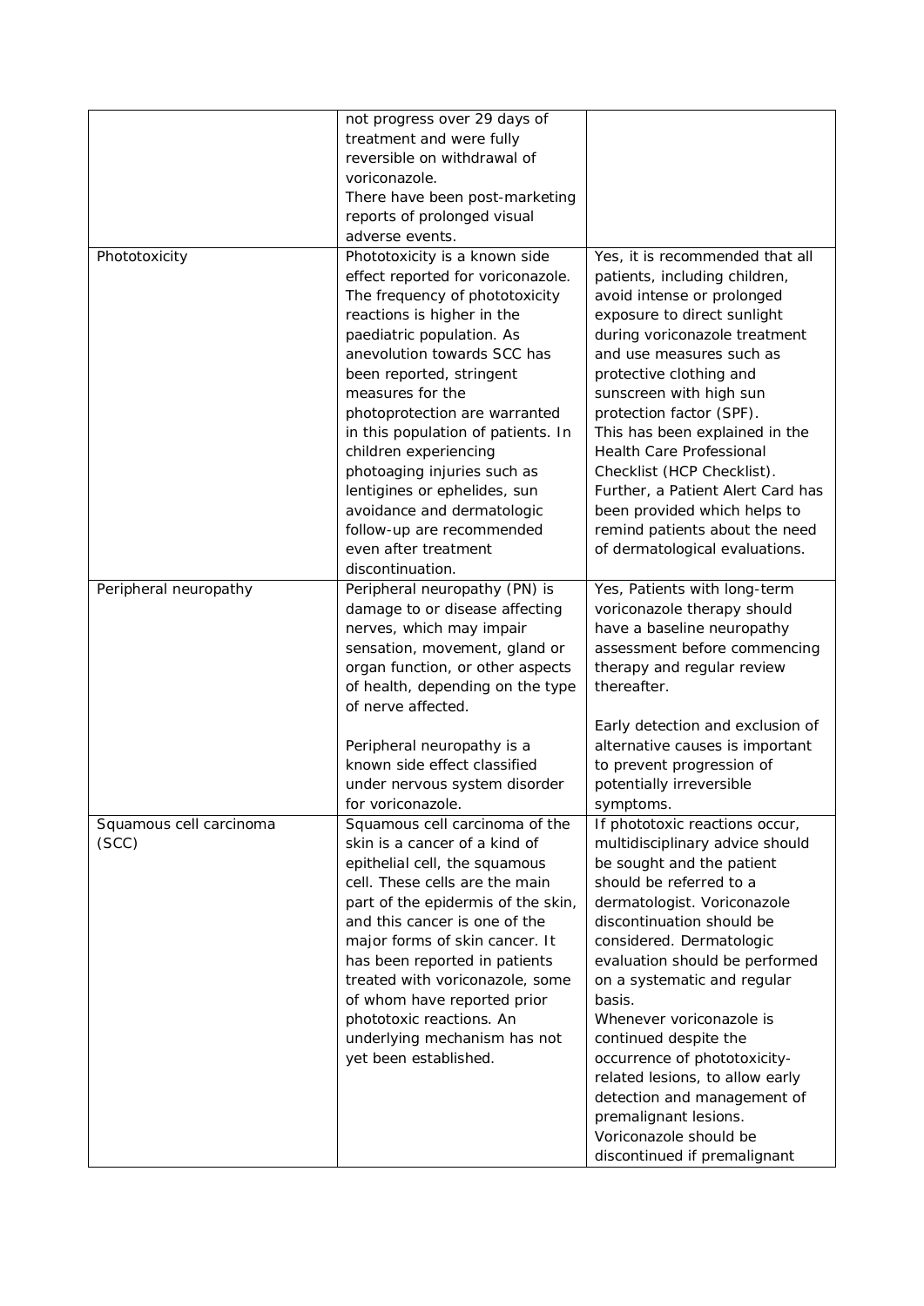| | | |
|---|---|---|
| | not progress over 29 days of treatment and were fully reversible on withdrawal of voriconazole.<br>There have been post-marketing reports of prolonged visual adverse events. | |
| Phototoxicity | Phototoxicity is a known side effect reported for voriconazole. The frequency of phototoxicity reactions is higher in the paediatric population. As anevolution towards SCC has been reported, stringent measures for the photoprotection are warranted in this population of patients. In children experiencing photoaging injuries such as lentigines or ephelides, sun avoidance and dermatologic follow-up are recommended even after treatment discontinuation. | Yes, it is recommended that all patients, including children, avoid intense or prolonged exposure to direct sunlight during voriconazole treatment and use measures such as protective clothing and sunscreen with high sun protection factor (SPF).<br>This has been explained in the Health Care Professional Checklist (HCP Checklist).<br>Further, a Patient Alert Card has been provided which helps to remind patients about the need of dermatological evaluations. |
| Peripheral neuropathy | Peripheral neuropathy (PN) is damage to or disease affecting nerves, which may impair sensation, movement, gland or organ function, or other aspects of health, depending on the type of nerve affected.<br><br>Peripheral neuropathy is a known side effect classified under nervous system disorder for voriconazole. | Yes, Patients with long-term voriconazole therapy should have a baseline neuropathy assessment before commencing therapy and regular review thereafter.<br><br>Early detection and exclusion of alternative causes is important to prevent progression of potentially irreversible symptoms. |
| Squamous cell carcinoma (SCC) | Squamous cell carcinoma of the skin is a cancer of a kind of epithelial cell, the squamous cell. These cells are the main part of the epidermis of the skin, and this cancer is one of the major forms of skin cancer. It has been reported in patients treated with voriconazole, some of whom have reported prior phototoxic reactions. An underlying mechanism has not yet been established. | If phototoxic reactions occur, multidisciplinary advice should be sought and the patient should be referred to a dermatologist. Voriconazole discontinuation should be considered. Dermatologic evaluation should be performed on a systematic and regular basis.<br>Whenever voriconazole is continued despite the occurrence of phototoxicity-related lesions, to allow early detection and management of premalignant lesions.<br>Voriconazole should be discontinued if premalignant |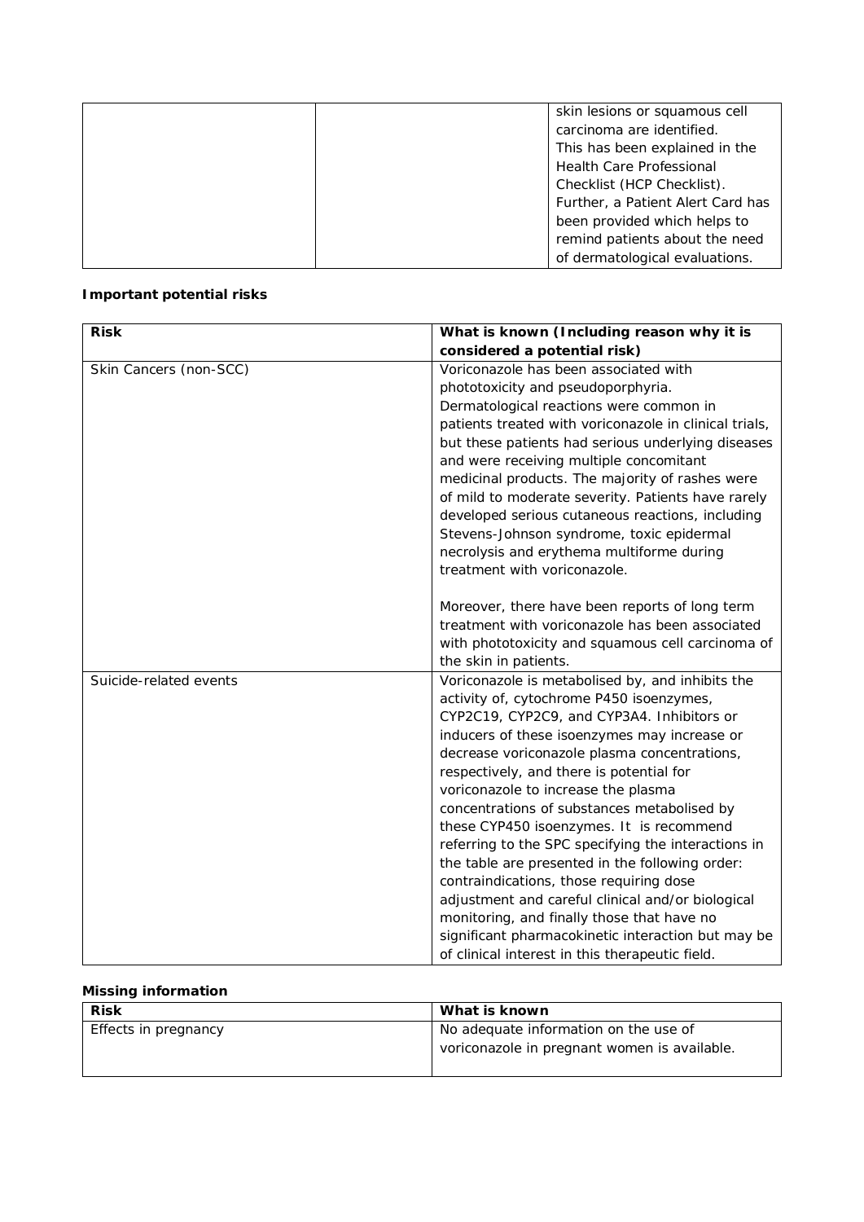| | | skin lesions or squamous cell carcinoma are identified. This has been explained in the Health Care Professional Checklist (HCP Checklist). Further, a Patient Alert Card has been provided which helps to remind patients about the need of dermatological evaluations. |
|---|---|---|

**Important potential risks**

| Risk | What is known (Including reason why it is considered a potential risk) |
|---|---|
| Skin Cancers (non-SCC) | Voriconazole has been associated with phototoxicity and pseudoporphyria. Dermatological reactions were common in patients treated with voriconazole in clinical trials, but these patients had serious underlying diseases and were receiving multiple concomitant medicinal products. The majority of rashes were of mild to moderate severity. Patients have rarely developed serious cutaneous reactions, including Stevens-Johnson syndrome, toxic epidermal necrolysis and erythema multiforme during treatment with voriconazole.<br><br>Moreover, there have been reports of long term treatment with voriconazole has been associated with phototoxicity and squamous cell carcinoma of the skin in patients. |
| Suicide-related events | Voriconazole is metabolised by, and inhibits the activity of, cytochrome P450 isoenzymes, CYP2C19, CYP2C9, and CYP3A4. Inhibitors or inducers of these isoenzymes may increase or decrease voriconazole plasma concentrations, respectively, and there is potential for voriconazole to increase the plasma concentrations of substances metabolised by these CYP450 isoenzymes. It is recommend referring to the SPC specifying the interactions in the table are presented in the following order: contraindications, those requiring dose adjustment and careful clinical and/or biological monitoring, and finally those that have no significant pharmacokinetic interaction but may be of clinical interest in this therapeutic field. |

**Missing information**

| Risk | What is known |
|---|---|
| Effects in pregnancy | No adequate information on the use of voriconazole in pregnant women is available. |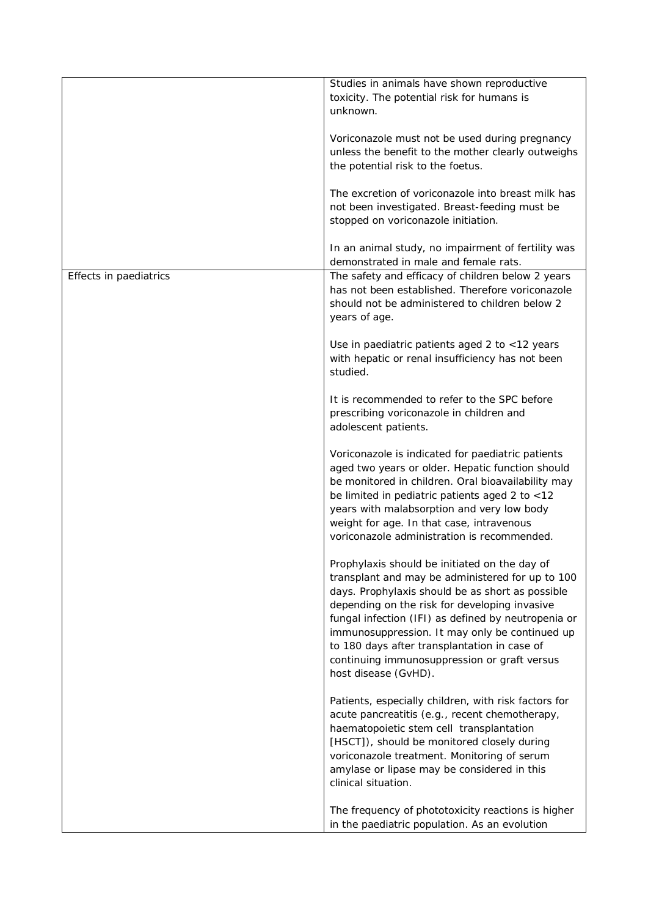| | |
|---|---|
| | Studies in animals have shown reproductive toxicity. The potential risk for humans is unknown.<br><br>Voriconazole must not be used during pregnancy unless the benefit to the mother clearly outweighs the potential risk to the foetus.<br><br>The excretion of voriconazole into breast milk has not been investigated. Breast-feeding must be stopped on voriconazole initiation.<br><br>In an animal study, no impairment of fertility was demonstrated in male and female rats. |
| Effects in paediatrics | The safety and efficacy of children below 2 years has not been established. Therefore voriconazole should not be administered to children below 2 years of age.<br><br>Use in paediatric patients aged 2 to <12 years with hepatic or renal insufficiency has not been studied.<br><br>It is recommended to refer to the SPC before prescribing voriconazole in children and adolescent patients.<br><br>Voriconazole is indicated for paediatric patients aged two years or older. Hepatic function should be monitored in children. Oral bioavailability may be limited in pediatric patients aged 2 to <12 years with malabsorption and very low body weight for age. In that case, intravenous voriconazole administration is recommended.<br><br>Prophylaxis should be initiated on the day of transplant and may be administered for up to 100 days. Prophylaxis should be as short as possible depending on the risk for developing invasive fungal infection (IFI) as defined by neutropenia or immunosuppression. It may only be continued up to 180 days after transplantation in case of continuing immunosuppression or graft versus host disease (GvHD).<br><br>Patients, especially children, with risk factors for acute pancreatitis (e.g., recent chemotherapy, haematopoietic stem cell transplantation [HSCT]), should be monitored closely during voriconazole treatment. Monitoring of serum amylase or lipase may be considered in this clinical situation.<br><br>The frequency of phototoxicity reactions is higher in the paediatric population. As an evolution |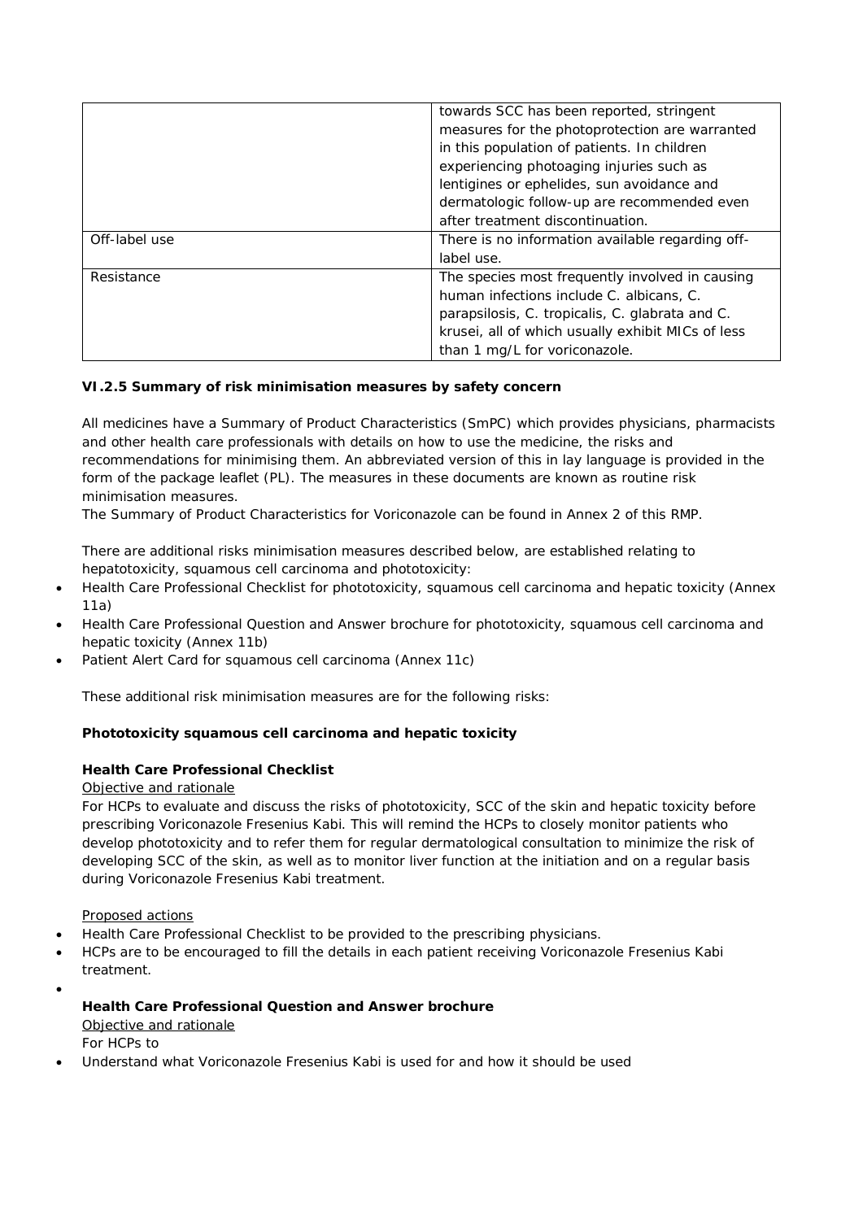|  |  |
| --- | --- |
|  | towards SCC has been reported, stringent measures for the photoprotection are warranted in this population of patients. In children experiencing photoaging injuries such as lentigines or ephelides, sun avoidance and dermatologic follow-up are recommended even after treatment discontinuation. |
| Off-label use | There is no information available regarding off-label use. |
| Resistance | The species most frequently involved in causing human infections include C. albicans, C. parapsilosis, C. tropicalis, C. glabrata and C. krusei, all of which usually exhibit MICs of less than 1 mg/L for voriconazole. |

### VI.2.5 Summary of risk minimisation measures by safety concern

All medicines have a Summary of Product Characteristics (SmPC) which provides physicians, pharmacists and other health care professionals with details on how to use the medicine, the risks and recommendations for minimising them. An abbreviated version of this in lay language is provided in the form of the package leaflet (PL). The measures in these documents are known as routine risk minimisation measures.
The Summary of Product Characteristics for Voriconazole can be found in Annex 2 of this RMP.

There are additional risks minimisation measures described below, are established relating to hepatotoxicity, squamous cell carcinoma and phototoxicity:

- Health Care Professional Checklist for phototoxicity, squamous cell carcinoma and hepatic toxicity (Annex 11a)
- Health Care Professional Question and Answer brochure for phototoxicity, squamous cell carcinoma and hepatic toxicity (Annex 11b)
- Patient Alert Card for squamous cell carcinoma (Annex 11c)

These additional risk minimisation measures are for the following risks:

**Phototoxicity squamous cell carcinoma and hepatic toxicity**

**Health Care Professional Checklist**

Objective and rationale

For HCPs to evaluate and discuss the risks of phototoxicity, SCC of the skin and hepatic toxicity before prescribing Voriconazole Fresenius Kabi. This will remind the HCPs to closely monitor patients who develop phototoxicity and to refer them for regular dermatological consultation to minimize the risk of developing SCC of the skin, as well as to monitor liver function at the initiation and on a regular basis during Voriconazole Fresenius Kabi treatment.

Proposed actions

- Health Care Professional Checklist to be provided to the prescribing physicians.
- HCPs are to be encouraged to fill the details in each patient receiving Voriconazole Fresenius Kabi treatment.

**Health Care Professional Question and Answer brochure**

Objective and rationale

For HCPs to

- Understand what Voriconazole Fresenius Kabi is used for and how it should be used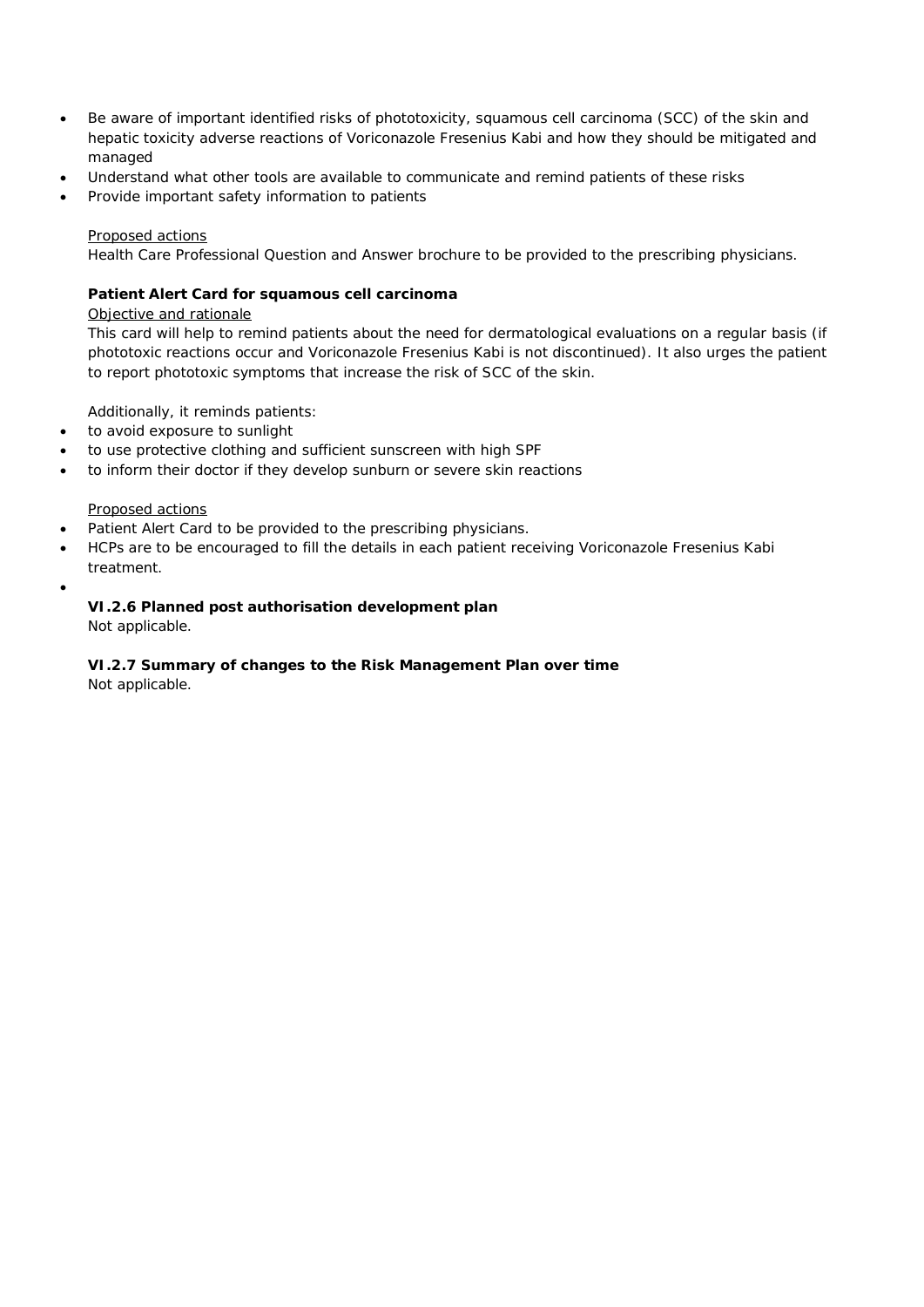- Be aware of important identified risks of phototoxicity, squamous cell carcinoma (SCC) of the skin and hepatic toxicity adverse reactions of Voriconazole Fresenius Kabi and how they should be mitigated and managed
- Understand what other tools are available to communicate and remind patients of these risks
- Provide important safety information to patients

Proposed actions

Health Care Professional Question and Answer brochure to be provided to the prescribing physicians.

**Patient Alert Card for squamous cell carcinoma**

Objective and rationale

This card will help to remind patients about the need for dermatological evaluations on a regular basis (if phototoxic reactions occur and Voriconazole Fresenius Kabi is not discontinued). It also urges the patient to report phototoxic symptoms that increase the risk of SCC of the skin.

Additionally, it reminds patients:

- to avoid exposure to sunlight
- to use protective clothing and sufficient sunscreen with high SPF
- to inform their doctor if they develop sunburn or severe skin reactions

Proposed actions

- Patient Alert Card to be provided to the prescribing physicians.
- HCPs are to be encouraged to fill the details in each patient receiving Voriconazole Fresenius Kabi treatment.

**VI.2.6 Planned post authorisation development plan**

Not applicable.

**VI.2.7 Summary of changes to the Risk Management Plan over time**

Not applicable.